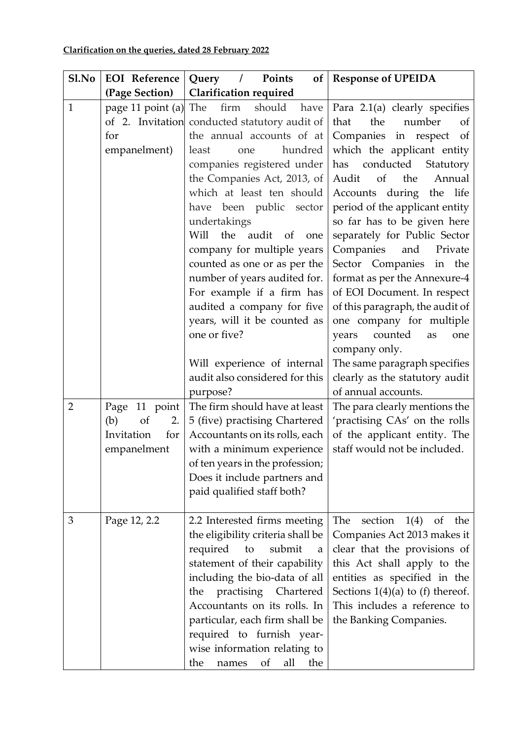**Clarification on the queries, dated 28 February 2022**

| Sl.No | EOI Reference (Page Section) | Query / Points of Clarification required | Response of UPEIDA |
|---|---|---|---|
| 1 | page 11 point (a) of 2. Invitation for empanelment) | The firm should have conducted statutory audit of the annual accounts of at least one hundred companies registered under the Companies Act, 2013, of which at least ten should have been public sector undertakings<br>Will the audit of one company for multiple years counted as one or as per the number of years audited for. For example if a firm has audited a company for five years, will it be counted as one or five?<br><br>Will experience of internal audit also considered for this purpose? | Para 2.1(a) clearly specifies that the number of Companies in respect of which the applicant entity has conducted Statutory Audit of the Annual Accounts during the life period of the applicant entity so far has to be given here separately for Public Sector Companies and Private Sector Companies in the format as per the Annexure-4 of EOI Document. In respect of this paragraph, the audit of one company for multiple years counted as one company only.<br>The same paragraph specifies clearly as the statutory audit of annual accounts. |
| 2 | Page 11 point (b) of 2. Invitation for empanelment | The firm should have at least 5 (five) practising Chartered Accountants on its rolls, each with a minimum experience of ten years in the profession; Does it include partners and paid qualified staff both? | The para clearly mentions the 'practising CAs' on the rolls of the applicant entity. The staff would not be included. |
| 3 | Page 12, 2.2 | 2.2 Interested firms meeting the eligibility criteria shall be required to submit a statement of their capability including the bio-data of all the practising Chartered Accountants on its rolls. In particular, each firm shall be required to furnish year-wise information relating to the names of all the | The section 1(4) of the Companies Act 2013 makes it clear that the provisions of this Act shall apply to the entities as specified in the Sections 1(4)(a) to (f) thereof. This includes a reference to the Banking Companies. |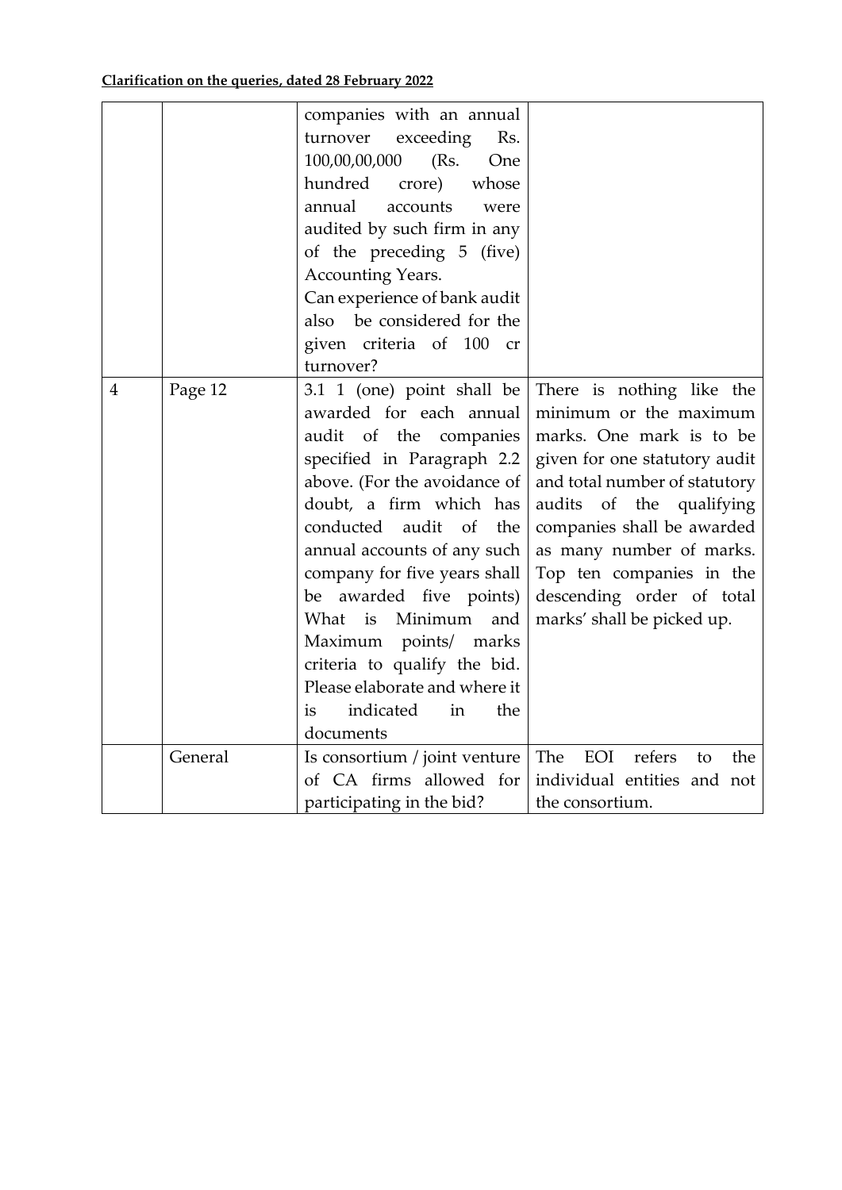**Clarification on the queries, dated 28 February 2022**

| | | | |
|---|---|---|---|
| | | companies with an annual turnover exceeding Rs. 100,00,00,000 (Rs. One hundred crore) whose annual accounts were audited by such firm in any of the preceding 5 (five) Accounting Years. Can experience of bank audit also be considered for the given criteria of 100 cr turnover? | |
| 4 | Page 12 | 3.1 1 (one) point shall be awarded for each annual audit of the companies specified in Paragraph 2.2 above. (For the avoidance of doubt, a firm which has conducted audit of the annual accounts of any such company for five years shall be awarded five points) What is Minimum and Maximum points/ marks criteria to qualify the bid. Please elaborate and where it is indicated in the documents | There is nothing like the minimum or the maximum marks. One mark is to be given for one statutory audit and total number of statutory audits of the qualifying companies shall be awarded as many number of marks. Top ten companies in the descending order of total marks' shall be picked up. |
| | General | Is consortium / joint venture of CA firms allowed for participating in the bid? | The EOI refers to the individual entities and not the consortium. |